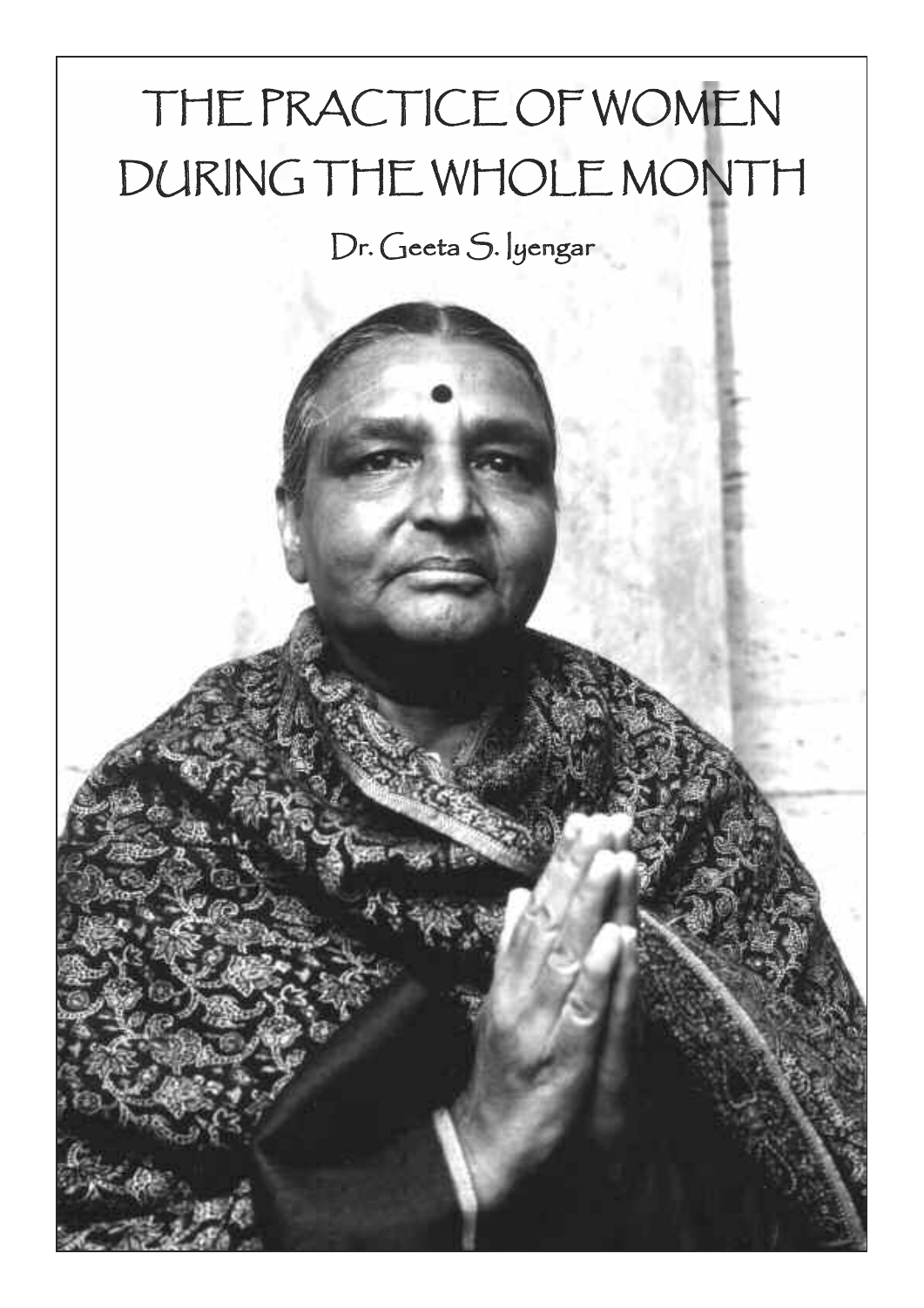# THE PRACTICE OF WOMEN DURING THE WHOLE MONTH

Dr. Geeta S. Iyengar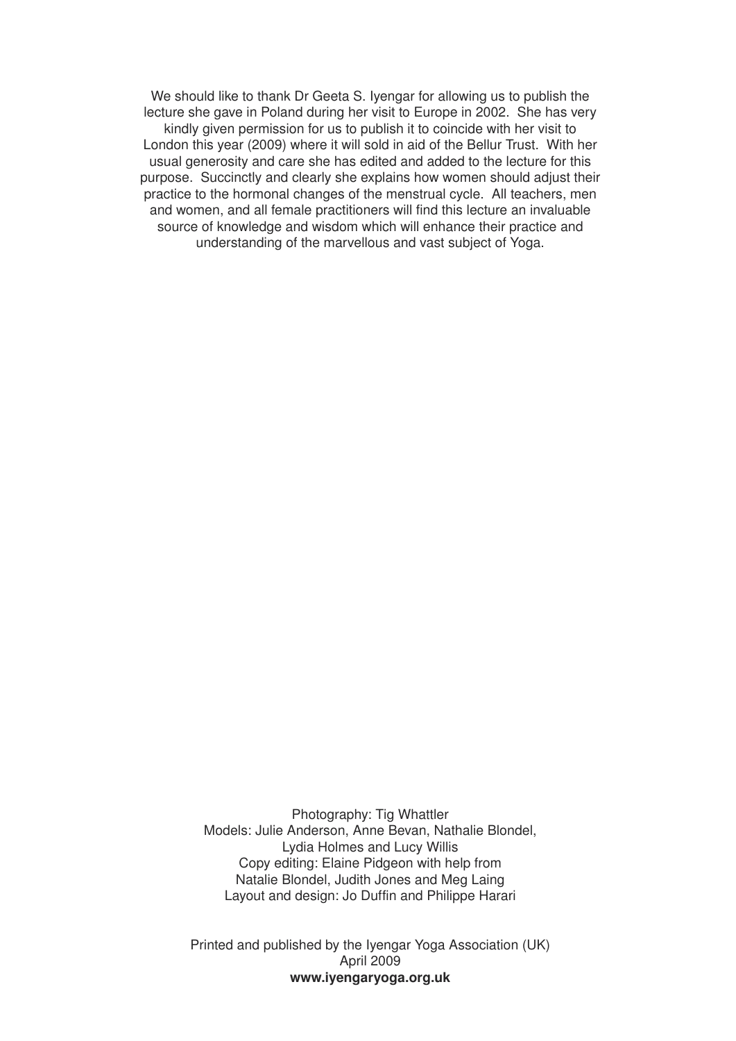We should like to thank Dr Geeta S. Iyengar for allowing us to publish the lecture she gave in Poland during her visit to Europe in 2002. She has very kindly given permission for us to publish it to coincide with her visit to London this year (2009) where it will sold in aid of the Bellur Trust. With her usual generosity and care she has edited and added to the lecture for this purpose. Succinctly and clearly she explains how women should adjust their practice to the hormonal changes of the menstrual cycle. All teachers, men and women, and all female practitioners will find this lecture an invaluable source of knowledge and wisdom which will enhance their practice and understanding of the marvellous and vast subject of Yoga.

Photography: Tig Whattler
Models: Julie Anderson, Anne Bevan, Nathalie Blondel, Lydia Holmes and Lucy Willis
Copy editing: Elaine Pidgeon with help from Natalie Blondel, Judith Jones and Meg Laing
Layout and design: Jo Duffin and Philippe Harari

Printed and published by the Iyengar Yoga Association (UK)
April 2009
**www.iyengaryoga.org.uk**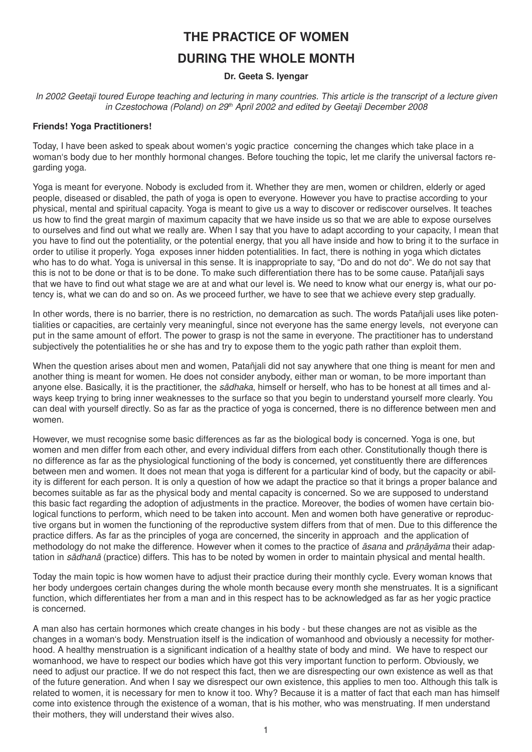# THE PRACTICE OF WOMEN DURING THE WHOLE MONTH

**Dr. Geeta S. Iyengar**

*In 2002 Geetaji toured Europe teaching and lecturing in many countries. This article is the transcript of a lecture given in Czestochowa (Poland) on 29th April 2002 and edited by Geetaji December 2008*

**Friends! Yoga Practitioners!**

Today, I have been asked to speak about women's yogic practice concerning the changes which take place in a woman's body due to her monthly hormonal changes. Before touching the topic, let me clarify the universal factors regarding yoga.

Yoga is meant for everyone. Nobody is excluded from it. Whether they are men, women or children, elderly or aged people, diseased or disabled, the path of yoga is open to everyone. However you have to practise according to your physical, mental and spiritual capacity. Yoga is meant to give us a way to discover or rediscover ourselves. It teaches us how to find the great margin of maximum capacity that we have inside us so that we are able to expose ourselves to ourselves and find out what we really are. When I say that you have to adapt according to your capacity, I mean that you have to find out the potentiality, or the potential energy, that you all have inside and how to bring it to the surface in order to utilise it properly. Yoga exposes inner hidden potentialities. In fact, there is nothing in yoga which dictates who has to do what. Yoga is universal in this sense. It is inappropriate to say, "Do and do not do". We do not say that this is not to be done or that is to be done. To make such differentiation there has to be some cause. Patañjali says that we have to find out what stage we are at and what our level is. We need to know what our energy is, what our potency is, what we can do and so on. As we proceed further, we have to see that we achieve every step gradually.

In other words, there is no barrier, there is no restriction, no demarcation as such. The words Patañjali uses like potentialities or capacities, are certainly very meaningful, since not everyone has the same energy levels, not everyone can put in the same amount of effort. The power to grasp is not the same in everyone. The practitioner has to understand subjectively the potentialities he or she has and try to expose them to the yogic path rather than exploit them.

When the question arises about men and women, Patañjali did not say anywhere that one thing is meant for men and another thing is meant for women. He does not consider anybody, either man or woman, to be more important than anyone else. Basically, it is the practitioner, the *sādhaka*, himself or herself, who has to be honest at all times and always keep trying to bring inner weaknesses to the surface so that you begin to understand yourself more clearly. You can deal with yourself directly. So as far as the practice of yoga is concerned, there is no difference between men and women.

However, we must recognise some basic differences as far as the biological body is concerned. Yoga is one, but women and men differ from each other, and every individual differs from each other. Constitutionally though there is no difference as far as the physiological functioning of the body is concerned, yet constituently there are differences between men and women. It does not mean that yoga is different for a particular kind of body, but the capacity or ability is different for each person. It is only a question of how we adapt the practice so that it brings a proper balance and becomes suitable as far as the physical body and mental capacity is concerned. So we are supposed to understand this basic fact regarding the adoption of adjustments in the practice. Moreover, the bodies of women have certain biological functions to perform, which need to be taken into account. Men and women both have generative or reproductive organs but in women the functioning of the reproductive system differs from that of men. Due to this difference the practice differs. As far as the principles of yoga are concerned, the sincerity in approach and the application of methodology do not make the difference. However when it comes to the practice of *āsana* and *prāṇāyāma* their adaptation in *sādhanā* (practice) differs. This has to be noted by women in order to maintain physical and mental health.

Today the main topic is how women have to adjust their practice during their monthly cycle. Every woman knows that her body undergoes certain changes during the whole month because every month she menstruates. It is a significant function, which differentiates her from a man and in this respect has to be acknowledged as far as her yogic practice is concerned.

A man also has certain hormones which create changes in his body - but these changes are not as visible as the changes in a woman's body. Menstruation itself is the indication of womanhood and obviously a necessity for motherhood. A healthy menstruation is a significant indication of a healthy state of body and mind. We have to respect our womanhood, we have to respect our bodies which have got this very important function to perform. Obviously, we need to adjust our practice. If we do not respect this fact, then we are disrespecting our own existence as well as that of the future generation. And when I say we disrespect our own existence, this applies to men too. Although this talk is related to women, it is necessary for men to know it too. Why? Because it is a matter of fact that each man has himself come into existence through the existence of a woman, that is his mother, who was menstruating. If men understand their mothers, they will understand their wives also.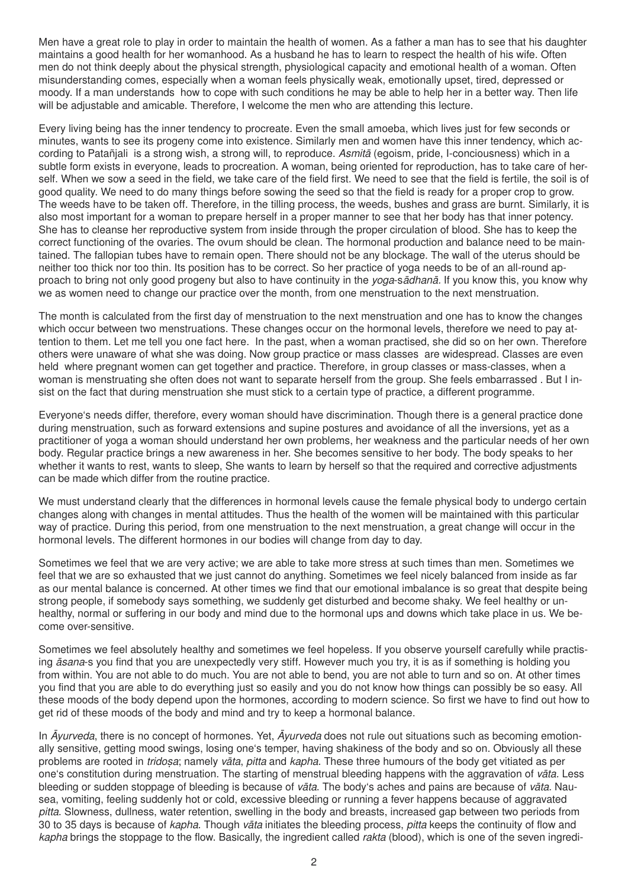Men have a great role to play in order to maintain the health of women. As a father a man has to see that his daughter maintains a good health for her womanhood. As a husband he has to learn to respect the health of his wife. Often men do not think deeply about the physical strength, physiological capacity and emotional health of a woman. Often misunderstanding comes, especially when a woman feels physically weak, emotionally upset, tired, depressed or moody. If a man understands how to cope with such conditions he may be able to help her in a better way. Then life will be adjustable and amicable. Therefore, I welcome the men who are attending this lecture.

Every living being has the inner tendency to procreate. Even the small amoeba, which lives just for few seconds or minutes, wants to see its progeny come into existence. Similarly men and women have this inner tendency, which according to Patañjali is a strong wish, a strong will, to reproduce. *Asmitā* (egoism, pride, I-conciousness) which in a subtle form exists in everyone, leads to procreation. A woman, being oriented for reproduction, has to take care of herself. When we sow a seed in the field, we take care of the field first. We need to see that the field is fertile, the soil is of good quality. We need to do many things before sowing the seed so that the field is ready for a proper crop to grow. The weeds have to be taken off. Therefore, in the tilling process, the weeds, bushes and grass are burnt. Similarly, it is also most important for a woman to prepare herself in a proper manner to see that her body has that inner potency. She has to cleanse her reproductive system from inside through the proper circulation of blood. She has to keep the correct functioning of the ovaries. The ovum should be clean. The hormonal production and balance need to be maintained. The fallopian tubes have to remain open. There should not be any blockage. The wall of the uterus should be neither too thick nor too thin. Its position has to be correct. So her practice of yoga needs to be of an all-round approach to bring not only good progeny but also to have continuity in the *yoga-sādhanā.* If you know this, you know why we as women need to change our practice over the month, from one menstruation to the next menstruation.

The month is calculated from the first day of menstruation to the next menstruation and one has to know the changes which occur between two menstruations. These changes occur on the hormonal levels, therefore we need to pay attention to them. Let me tell you one fact here. In the past, when a woman practised, she did so on her own. Therefore others were unaware of what she was doing. Now group practice or mass classes are widespread. Classes are even held where pregnant women can get together and practice. Therefore, in group classes or mass-classes, when a woman is menstruating she often does not want to separate herself from the group. She feels embarrassed . But I insist on the fact that during menstruation she must stick to a certain type of practice, a different programme.

Everyone's needs differ, therefore, every woman should have discrimination. Though there is a general practice done during menstruation, such as forward extensions and supine postures and avoidance of all the inversions, yet as a practitioner of yoga a woman should understand her own problems, her weakness and the particular needs of her own body. Regular practice brings a new awareness in her. She becomes sensitive to her body. The body speaks to her whether it wants to rest, wants to sleep, She wants to learn by herself so that the required and corrective adjustments can be made which differ from the routine practice.

We must understand clearly that the differences in hormonal levels cause the female physical body to undergo certain changes along with changes in mental attitudes. Thus the health of the women will be maintained with this particular way of practice. During this period, from one menstruation to the next menstruation, a great change will occur in the hormonal levels. The different hormones in our bodies will change from day to day.

Sometimes we feel that we are very active; we are able to take more stress at such times than men. Sometimes we feel that we are so exhausted that we just cannot do anything. Sometimes we feel nicely balanced from inside as far as our mental balance is concerned. At other times we find that our emotional imbalance is so great that despite being strong people, if somebody says something, we suddenly get disturbed and become shaky. We feel healthy or unhealthy, normal or suffering in our body and mind due to the hormonal ups and downs which take place in us. We become over-sensitive.

Sometimes we feel absolutely healthy and sometimes we feel hopeless. If you observe yourself carefully while practising *āsana*-s you find that you are unexpectedly very stiff. However much you try, it is as if something is holding you from within. You are not able to do much. You are not able to bend, you are not able to turn and so on. At other times you find that you are able to do everything just so easily and you do not know how things can possibly be so easy. All these moods of the body depend upon the hormones, according to modern science. So first we have to find out how to get rid of these moods of the body and mind and try to keep a hormonal balance.

In *Āyurveda*, there is no concept of hormones. Yet, *Āyurveda* does not rule out situations such as becoming emotionally sensitive, getting mood swings, losing one's temper, having shakiness of the body and so on. Obviously all these problems are rooted in *tridoṣa*; namely *vāta*, *pitta* and *kapha*. These three humours of the body get vitiated as per one's constitution during menstruation. The starting of menstrual bleeding happens with the aggravation of *vāta.* Less bleeding or sudden stoppage of bleeding is because of *vāta*. The body's aches and pains are because of *vāta*. Nausea, vomiting, feeling suddenly hot or cold, excessive bleeding or running a fever happens because of aggravated *pitta*. Slowness, dullness, water retention, swelling in the body and breasts, increased gap between two periods from 30 to 35 days is because of *kapha*. Though *vāta* initiates the bleeding process, *pitta* keeps the continuity of flow and *kapha* brings the stoppage to the flow. Basically, the ingredient called *rakta* (blood), which is one of the seven ingredi-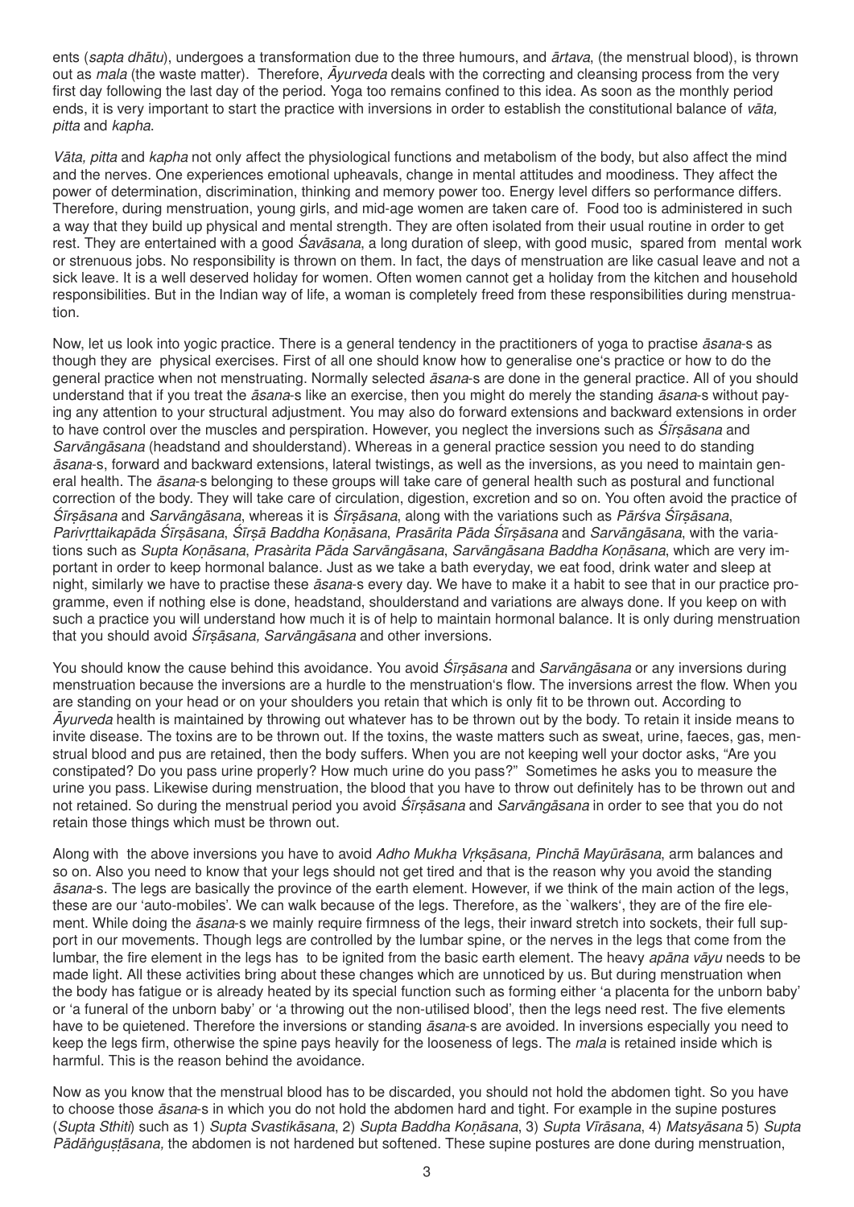ents (*sapta dhātu*), undergoes a transformation due to the three humours, and *ārtava*, (the menstrual blood), is thrown out as *mala* (the waste matter). Therefore, *Āyurveda* deals with the correcting and cleansing process from the very first day following the last day of the period. Yoga too remains confined to this idea. As soon as the monthly period ends, it is very important to start the practice with inversions in order to establish the constitutional balance of *vāta, pitta* and *kapha*.

*Vāta, pitta* and *kapha* not only affect the physiological functions and metabolism of the body, but also affect the mind and the nerves. One experiences emotional upheavals, change in mental attitudes and moodiness. They affect the power of determination, discrimination, thinking and memory power too. Energy level differs so performance differs. Therefore, during menstruation, young girls, and mid-age women are taken care of. Food too is administered in such a way that they build up physical and mental strength. They are often isolated from their usual routine in order to get rest. They are entertained with a good *Śavāsana*, a long duration of sleep, with good music, spared from mental work or strenuous jobs. No responsibility is thrown on them. In fact, the days of menstruation are like casual leave and not a sick leave. It is a well deserved holiday for women. Often women cannot get a holiday from the kitchen and household responsibilities. But in the Indian way of life, a woman is completely freed from these responsibilities during menstruation.

Now, let us look into yogic practice. There is a general tendency in the practitioners of yoga to practise *āsana*-s as though they are physical exercises. First of all one should know how to generalise one's practice or how to do the general practice when not menstruating. Normally selected *āsana*-s are done in the general practice. All of you should understand that if you treat the *āsana*-s like an exercise, then you might do merely the standing *āsana*-s without paying any attention to your structural adjustment. You may also do forward extensions and backward extensions in order to have control over the muscles and perspiration. However, you neglect the inversions such as *Śīrṣāsana* and *Sarvāṅgāsana* (headstand and shoulderstand). Whereas in a general practice session you need to do standing *āsana*-s, forward and backward extensions, lateral twistings, as well as the inversions, as you need to maintain general health. The *āsana*-s belonging to these groups will take care of general health such as postural and functional correction of the body. They will take care of circulation, digestion, excretion and so on. You often avoid the practice of *Śīrṣāsana* and *Sarvāṅgāsana*, whereas it is *Śīrṣāsana*, along with the variations such as *Pārśva Śīrṣāsana*, *Parivṛttaikapāda Śīrṣāsana*, *Śīrṣā Baddha Koṇāsana*, *Prasārita Pāda Śīrṣāsana* and *Sarvāṅgāsana*, with the variations such as *Supta Koṇāsana*, *Prasàrita Pāda Sarvāṅgāsana*, *Sarvāṅgāsana Baddha Koṇāsana*, which are very important in order to keep hormonal balance. Just as we take a bath everyday, we eat food, drink water and sleep at night, similarly we have to practise these *āsana*-s every day. We have to make it a habit to see that in our practice programme, even if nothing else is done, headstand, shoulderstand and variations are always done. If you keep on with such a practice you will understand how much it is of help to maintain hormonal balance. It is only during menstruation that you should avoid *Śīrṣāsana, Sarvāṅgāsana* and other inversions.

You should know the cause behind this avoidance. You avoid *Śīrṣāsana* and *Sarvāṅgāsana* or any inversions during menstruation because the inversions are a hurdle to the menstruation's flow. The inversions arrest the flow. When you are standing on your head or on your shoulders you retain that which is only fit to be thrown out. According to *Āyurveda* health is maintained by throwing out whatever has to be thrown out by the body. To retain it inside means to invite disease. The toxins are to be thrown out. If the toxins, the waste matters such as sweat, urine, faeces, gas, menstrual blood and pus are retained, then the body suffers. When you are not keeping well your doctor asks, "Are you constipated? Do you pass urine properly? How much urine do you pass?" Sometimes he asks you to measure the urine you pass. Likewise during menstruation, the blood that you have to throw out definitely has to be thrown out and not retained. So during the menstrual period you avoid *Śīrṣāsana* and *Sarvāṅgāsana* in order to see that you do not retain those things which must be thrown out.

Along with the above inversions you have to avoid *Adho Mukha Vṛkṣāsana, Pinchā Mayūrāsana*, arm balances and so on. Also you need to know that your legs should not get tired and that is the reason why you avoid the standing *āsana*-s. The legs are basically the province of the earth element. However, if we think of the main action of the legs, these are our 'auto-mobiles'. We can walk because of the legs. Therefore, as the `walkers', they are of the fire element. While doing the *āsana*-s we mainly require firmness of the legs, their inward stretch into sockets, their full support in our movements. Though legs are controlled by the lumbar spine, or the nerves in the legs that come from the lumbar, the fire element in the legs has to be ignited from the basic earth element. The heavy *apāna vāyu* needs to be made light. All these activities bring about these changes which are unnoticed by us. But during menstruation when the body has fatigue or is already heated by its special function such as forming either 'a placenta for the unborn baby' or 'a funeral of the unborn baby' or 'a throwing out the non-utilised blood', then the legs need rest. The five elements have to be quietened. Therefore the inversions or standing *āsana*-s are avoided. In inversions especially you need to keep the legs firm, otherwise the spine pays heavily for the looseness of legs. The *mala* is retained inside which is harmful. This is the reason behind the avoidance.

Now as you know that the menstrual blood has to be discarded, you should not hold the abdomen tight. So you have to choose those *āsana*-s in which you do not hold the abdomen hard and tight. For example in the supine postures (*Supta Sthiti*) such as 1) *Supta Svastikāsana*, 2) *Supta Baddha Koṇāsana*, 3) *Supta Vīrāsana*, 4) *Matsyāsana* 5) *Supta Pādāṅguṣṭāsana,* the abdomen is not hardened but softened. These supine postures are done during menstruation,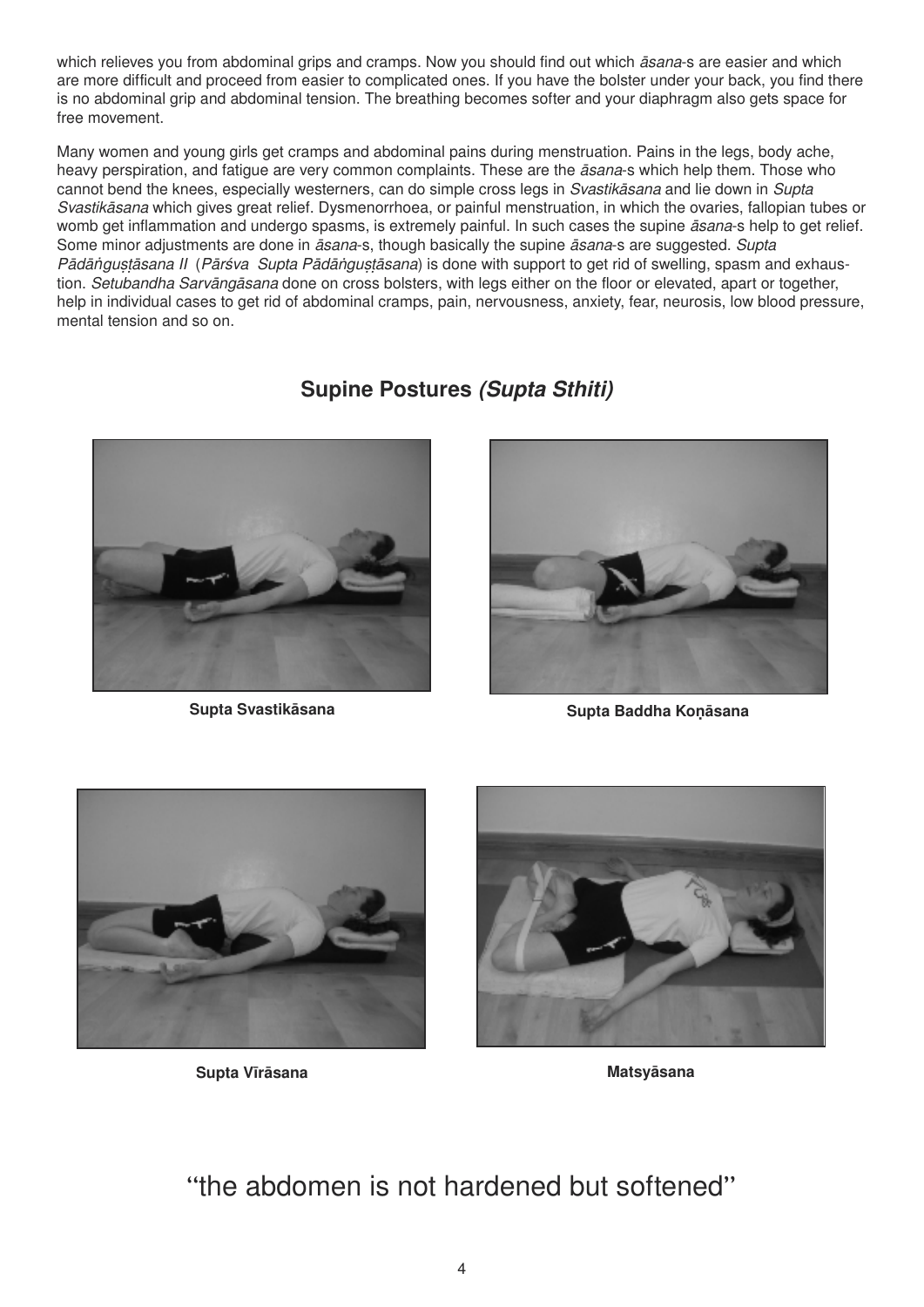which relieves you from abdominal grips and cramps. Now you should find out which *āsana*-s are easier and which are more difficult and proceed from easier to complicated ones. If you have the bolster under your back, you find there is no abdominal grip and abdominal tension. The breathing becomes softer and your diaphragm also gets space for free movement.

Many women and young girls get cramps and abdominal pains during menstruation. Pains in the legs, body ache, heavy perspiration, and fatigue are very common complaints. These are the *āsana*-s which help them. Those who cannot bend the knees, especially westerners, can do simple cross legs in *Svastikāsana* and lie down in *Supta Svastikāsana* which gives great relief. Dysmenorrhoea, or painful menstruation, in which the ovaries, fallopian tubes or womb get inflammation and undergo spasms, is extremely painful. In such cases the supine *āsana*-s help to get relief. Some minor adjustments are done in *āsana*-s, though basically the supine *āsana*-s are suggested. *Supta Pādāṅguṣṭāsana II* (*Pārśva Supta Pādāṅguṣṭāsana*) is done with support to get rid of swelling, spasm and exhaustion. *Setubandha Sarvāṅgāsana* done on cross bolsters, with legs either on the floor or elevated, apart or together, help in individual cases to get rid of abdominal cramps, pain, nervousness, anxiety, fear, neurosis, low blood pressure, mental tension and so on.

## Supine Postures *(Supta Sthiti)*

**Supta Svastikāsana**

**Supta Baddha Koṇāsana**

**Supta Vīrāsana**

**Matsyāsana**

"the abdomen is not hardened but softened"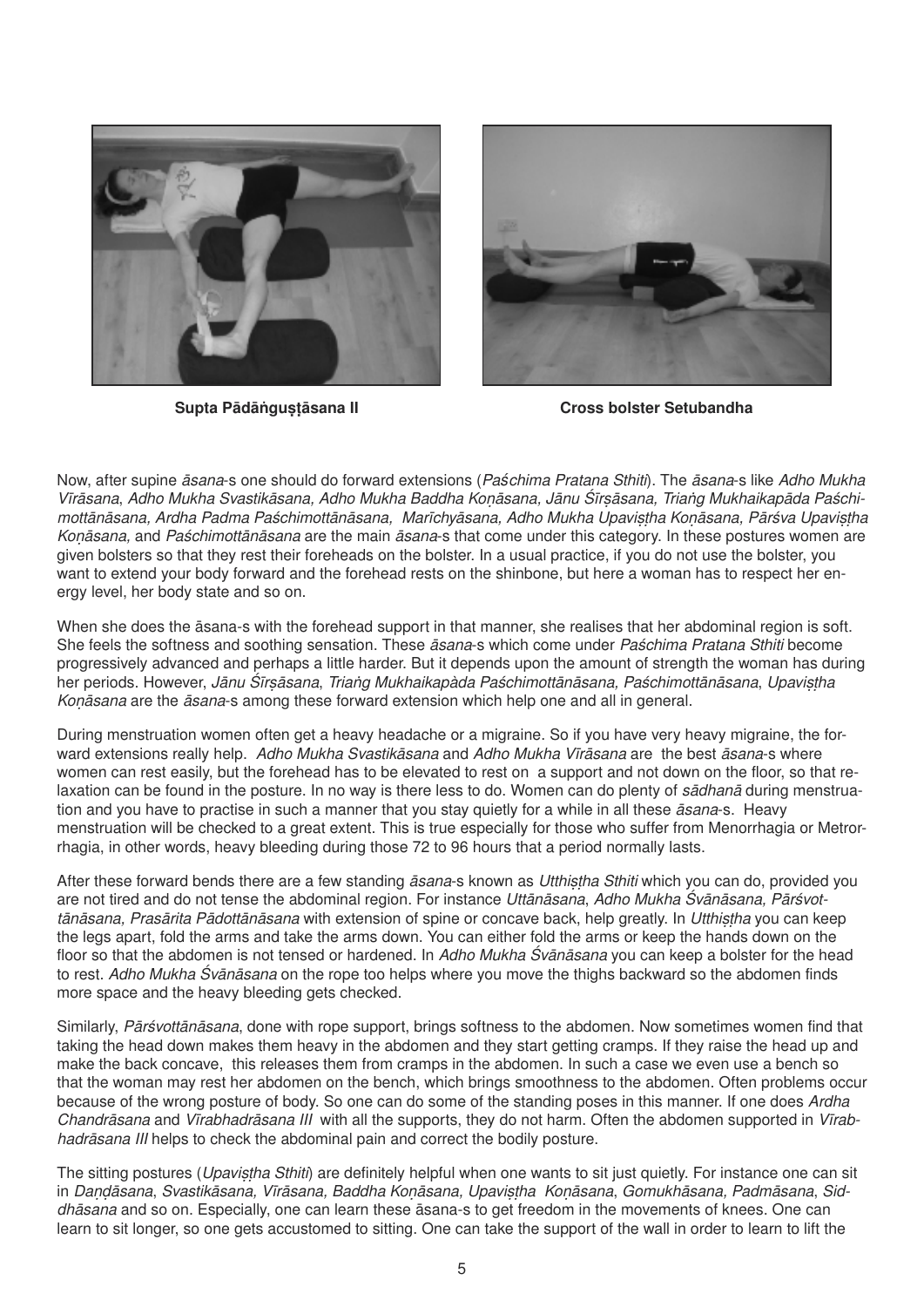**Supta Pādāṅguṣṭāsana II**

**Cross bolster Setubandha**

Now, after supine *āsana*-s one should do forward extensions (*Paśchima Pratana Sthiti*). The *āsana*-s like *Adho Mukha Vīrāsana*, *Adho Mukha Svastikāsana, Adho Mukha Baddha Koṇāsana, Jānu Śīrṣāsana, Triaṅg Mukhaikapāda Paśchimottānāsana, Ardha Padma Paśchimottānāsana, Marīchyāsana, Adho Mukha Upaviṣṭha Koṇāsana, Pārśva Upaviṣṭha Koṇāsana,* and *Paśchimottānāsana* are the main *āsana*-s that come under this category. In these postures women are given bolsters so that they rest their foreheads on the bolster. In a usual practice, if you do not use the bolster, you want to extend your body forward and the forehead rests on the shinbone, but here a woman has to respect her energy level, her body state and so on.

When she does the āsana-s with the forehead support in that manner, she realises that her abdominal region is soft. She feels the softness and soothing sensation. These *āsana*-s which come under *Paśchima Pratana Sthiti* become progressively advanced and perhaps a little harder. But it depends upon the amount of strength the woman has during her periods. However, *Jānu Śīrṣāsana*, *Triaṅg Mukhaikapàda Paśchimottānāsana, Paśchimottānāsana*, *Upaviṣṭha Koṇāsana* are the *āsana*-s among these forward extension which help one and all in general.

During menstruation women often get a heavy headache or a migraine. So if you have very heavy migraine, the forward extensions really help. *Adho Mukha Svastikāsana* and *Adho Mukha Vīrāsana* are the best *āsana*-s where women can rest easily, but the forehead has to be elevated to rest on a support and not down on the floor, so that relaxation can be found in the posture. In no way is there less to do. Women can do plenty of *sādhanā* during menstruation and you have to practise in such a manner that you stay quietly for a while in all these *āsana*-s. Heavy menstruation will be checked to a great extent. This is true especially for those who suffer from Menorrhagia or Metrorrhagia, in other words, heavy bleeding during those 72 to 96 hours that a period normally lasts.

After these forward bends there are a few standing *āsana*-s known as *Utthiṣṭha Sthiti* which you can do, provided you are not tired and do not tense the abdominal region. For instance *Uttānāsana*, *Adho Mukha Śvānāsana, Pārśvottānāsana, Prasārita Pādottānāsana* with extension of spine or concave back, help greatly. In *Utthiṣṭha* you can keep the legs apart, fold the arms and take the arms down. You can either fold the arms or keep the hands down on the floor so that the abdomen is not tensed or hardened. In *Adho Mukha Śvānāsana* you can keep a bolster for the head to rest. *Adho Mukha Śvānāsana* on the rope too helps where you move the thighs backward so the abdomen finds more space and the heavy bleeding gets checked.

Similarly, *Pārśvottānāsana*, done with rope support, brings softness to the abdomen. Now sometimes women find that taking the head down makes them heavy in the abdomen and they start getting cramps. If they raise the head up and make the back concave, this releases them from cramps in the abdomen. In such a case we even use a bench so that the woman may rest her abdomen on the bench, which brings smoothness to the abdomen. Often problems occur because of the wrong posture of body. So one can do some of the standing poses in this manner. If one does *Ardha Chandrāsana* and *Vīrabhadrāsana III* with all the supports, they do not harm. Often the abdomen supported in *Vīrabhadrāsana III* helps to check the abdominal pain and correct the bodily posture.

The sitting postures (*Upaviṣṭha Sthiti*) are definitely helpful when one wants to sit just quietly. For instance one can sit in *Daṇḍāsana*, *Svastikāsana, Vīrāsana, Baddha Koṇāsana, Upaviṣṭha Koṇāsana*, *Gomukhāsana, Padmāsana*, *Siddhāsana* and so on. Especially, one can learn these āsana-s to get freedom in the movements of knees. One can learn to sit longer, so one gets accustomed to sitting. One can take the support of the wall in order to learn to lift the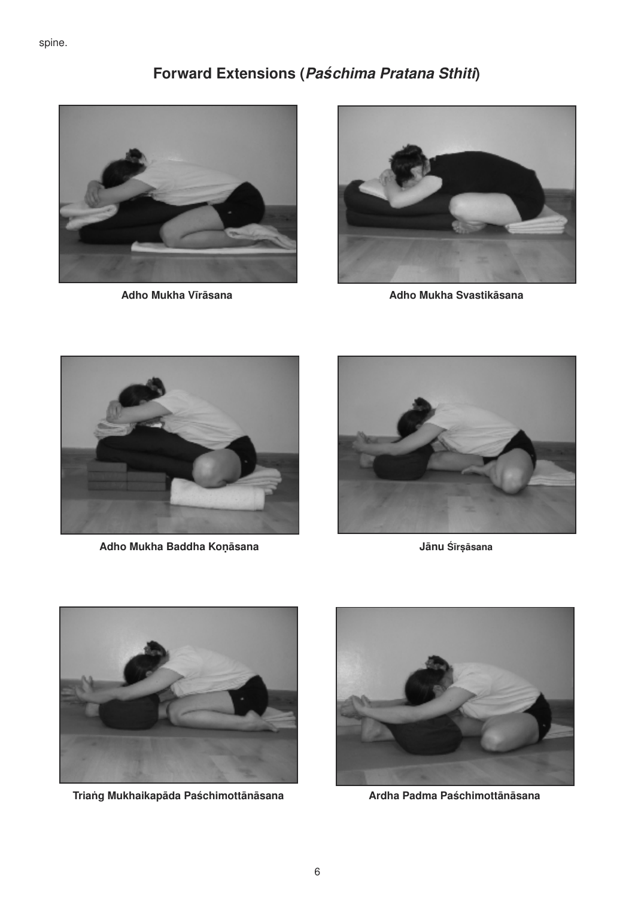spine.

## Forward Extensions (*Paśchima Pratana Sthiti*)

Adho Mukha Vīrāsana

Adho Mukha Svastikāsana

Adho Mukha Baddha Koṇāsana

Jānu Śīrṣāsana

Triaṅg Mukhaikapāda Paśchimottānāsana

Ardha Padma Paśchimottānāsana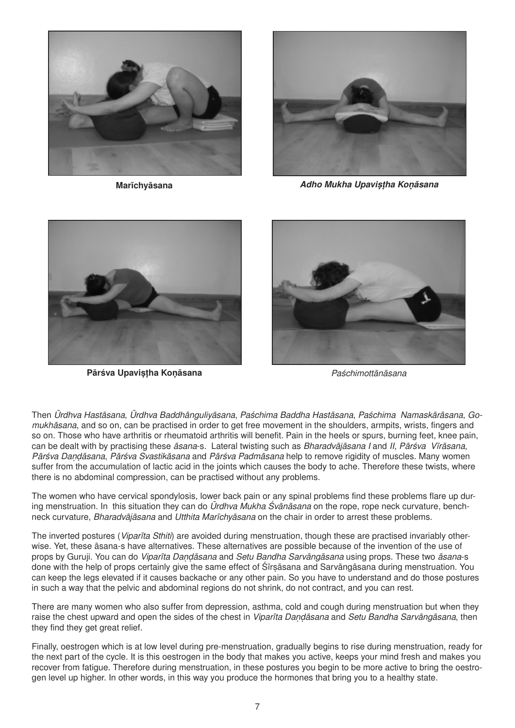**Marīchyāsana**

***Adho Mukha Upaviṣṭha Koṇāsana***

**Pārśva Upaviṣṭha Koṇāsana**

*Paśchimottānāsana*

Then *Ūrdhva Hastāsana*, *Ūrdhva Baddhānguliyāsana*, *Paśchima Baddha Hastāsana*, *Paśchima Namaskārāsana*, *Gomukhāsana*, and so on, can be practised in order to get free movement in the shoulders, armpits, wrists, fingers and so on. Those who have arthritis or rheumatoid arthritis will benefit. Pain in the heels or spurs, burning feet, knee pain, can be dealt with by practising these *āsana*-s. Lateral twisting such as *Bharadvājāsana I* and *II*, *Pārśva Vīrāsana*, *Pārśva Daṇḍāsana*, *Pārśva Svastikāsana* and *Pārśva Padmāsana* help to remove rigidity of muscles. Many women suffer from the accumulation of lactic acid in the joints which causes the body to ache. Therefore these twists, where there is no abdominal compression, can be practised without any problems.

The women who have cervical spondylosis, lower back pain or any spinal problems find these problems flare up during menstruation. In this situation they can do *Ūrdhva Mukha Śvānāsana* on the rope, rope neck curvature, bench-neck curvature, *Bharadvājāsana* and *Utthita Marīchyāsana* on the chair in order to arrest these problems.

The inverted postures (*Viparīta Sthiti*) are avoided during menstruation, though these are practised invariably otherwise. Yet, these āsana-s have alternatives. These alternatives are possible because of the invention of the use of props by Guruji. You can do *Viparīta Daṇḍāsana* and *Setu Bandha Sarvāngāsana* using props. These two *āsana*-s done with the help of props certainly give the same effect of Śīrṣāsana and Sarvāngāsana during menstruation. You can keep the legs elevated if it causes backache or any other pain. So you have to understand and do those postures in such a way that the pelvic and abdominal regions do not shrink, do not contract, and you can rest.

There are many women who also suffer from depression, asthma, cold and cough during menstruation but when they raise the chest upward and open the sides of the chest in *Viparīta Daṇḍāsana* and *Setu Bandha Sarvāngāsana*, then they find they get great relief.

Finally, oestrogen which is at low level during pre-menstruation, gradually begins to rise during menstruation, ready for the next part of the cycle. It is this oestrogen in the body that makes you active, keeps your mind fresh and makes you recover from fatigue. Therefore during menstruation, in these postures you begin to be more active to bring the oestrogen level up higher. In other words, in this way you produce the hormones that bring you to a healthy state.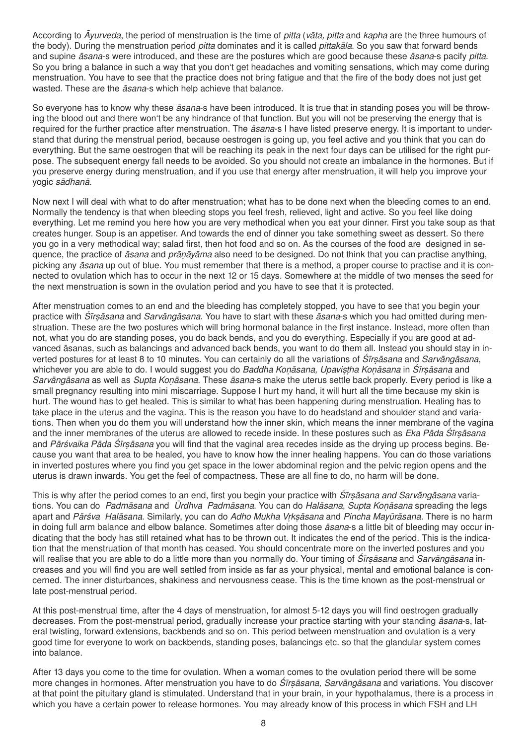According to *Āyurveda*, the period of menstruation is the time of *pitta* (*vāta, pitta* and *kapha* are the three humours of the body). During the menstruation period *pitta* dominates and it is called *pittakāla*. So you saw that forward bends and supine *āsana*-s were introduced, and these are the postures which are good because these *āsana*-s pacify *pitta*. So you bring a balance in such a way that you don't get headaches and vomiting sensations, which may come during menstruation. You have to see that the practice does not bring fatigue and that the fire of the body does not just get wasted. These are the *āsana*-s which help achieve that balance.

So everyone has to know why these *āsana*-s have been introduced. It is true that in standing poses you will be throwing the blood out and there won't be any hindrance of that function. But you will not be preserving the energy that is required for the further practice after menstruation. The *āsana*-s I have listed preserve energy. It is important to understand that during the menstrual period, because oestrogen is going up, you feel active and you think that you can do everything. But the same oestrogen that will be reaching its peak in the next four days can be utilised for the right purpose. The subsequent energy fall needs to be avoided. So you should not create an imbalance in the hormones. But if you preserve energy during menstruation, and if you use that energy after menstruation, it will help you improve your yogic *sādhanā*.

Now next I will deal with what to do after menstruation; what has to be done next when the bleeding comes to an end. Normally the tendency is that when bleeding stops you feel fresh, relieved, light and active. So you feel like doing everything. Let me remind you here how you are very methodical when you eat your dinner. First you take soup as that creates hunger. Soup is an appetiser. And towards the end of dinner you take something sweet as dessert. So there you go in a very methodical way; salad first, then hot food and so on. As the courses of the food are designed in sequence, the practice of *āsana* and *prāṇāyāma* also need to be designed. Do not think that you can practise anything, picking any *āsana* up out of blue. You must remember that there is a method, a proper course to practise and it is connected to ovulation which has to occur in the next 12 or 15 days. Somewhere at the middle of two menses the seed for the next menstruation is sown in the ovulation period and you have to see that it is protected.

After menstruation comes to an end and the bleeding has completely stopped, you have to see that you begin your practice with *Śīrṣāsana* and *Sarvāṅgāsana*. You have to start with these *āsana*-s which you had omitted during menstruation. These are the two postures which will bring hormonal balance in the first instance. Instead, more often than not, what you do are standing poses, you do back bends, and you do everything. Especially if you are good at advanced āsanas, such as balancings and advanced back bends, you want to do them all. Instead you should stay in inverted postures for at least 8 to 10 minutes. You can certainly do all the variations of *Śīrṣāsana* and *Sarvāṅgāsana*, whichever you are able to do. I would suggest you do *Baddha Koṇāsana, Upaviṣṭha Koṇāsana* in *Śīrṣāsana* and *Sarvāṅgāsana* as well as *Supta Koṇāsana*. These *āsana*-s make the uterus settle back properly. Every period is like a small pregnancy resulting into mini miscarriage. Suppose I hurt my hand, it will hurt all the time because my skin is hurt. The wound has to get healed. This is similar to what has been happening during menstruation. Healing has to take place in the uterus and the vagina. This is the reason you have to do headstand and shoulder stand and variations. Then when you do them you will understand how the inner skin, which means the inner membrane of the vagina and the inner membranes of the uterus are allowed to recede inside. In these postures such as *Eka Pāda Śīrṣāsana* and *Pārśvaika Pāda Śīrṣāsana* you will find that the vaginal area recedes inside as the drying up process begins. Because you want that area to be healed, you have to know how the inner healing happens. You can do those variations in inverted postures where you find you get space in the lower abdominal region and the pelvic region opens and the uterus is drawn inwards. You get the feel of compactness. These are all fine to do, no harm will be done.

This is why after the period comes to an end, first you begin your practice with *Śīrṣāsana and Sarvāṅgāsana* variations. You can do *Padmāsana* and *Ūrdhva Padmāsana*. You can do *Halāsana*, *Supta Koṇāsana* spreading the legs apart and *Pārśva Halāsana*. Similarly, you can do *Adho Mukha Vṛkṣāsana* and *Pincha Mayūrāsana*. There is no harm in doing full arm balance and elbow balance. Sometimes after doing those *āsana*-s a little bit of bleeding may occur indicating that the body has still retained what has to be thrown out. It indicates the end of the period. This is the indication that the menstruation of that month has ceased. You should concentrate more on the inverted postures and you will realise that you are able to do a little more than you normally do. Your timing of *Śīrṣāsana* and *Sarvāṅgāsana* increases and you will find you are well settled from inside as far as your physical, mental and emotional balance is concerned. The inner disturbances, shakiness and nervousness cease. This is the time known as the post-menstrual or late post-menstrual period.

At this post-menstrual time, after the 4 days of menstruation, for almost 5-12 days you will find oestrogen gradually decreases. From the post-menstrual period, gradually increase your practice starting with your standing *āsana*-s, lateral twisting, forward extensions, backbends and so on. This period between menstruation and ovulation is a very good time for everyone to work on backbends, standing poses, balancings etc. so that the glandular system comes into balance.

After 13 days you come to the time for ovulation. When a woman comes to the ovulation period there will be some more changes in hormones. After menstruation you have to do *Śīrṣāsana, Sarvāṅgāsana* and variations. You discover at that point the pituitary gland is stimulated. Understand that in your brain, in your hypothalamus, there is a process in which you have a certain power to release hormones. You may already know of this process in which FSH and LH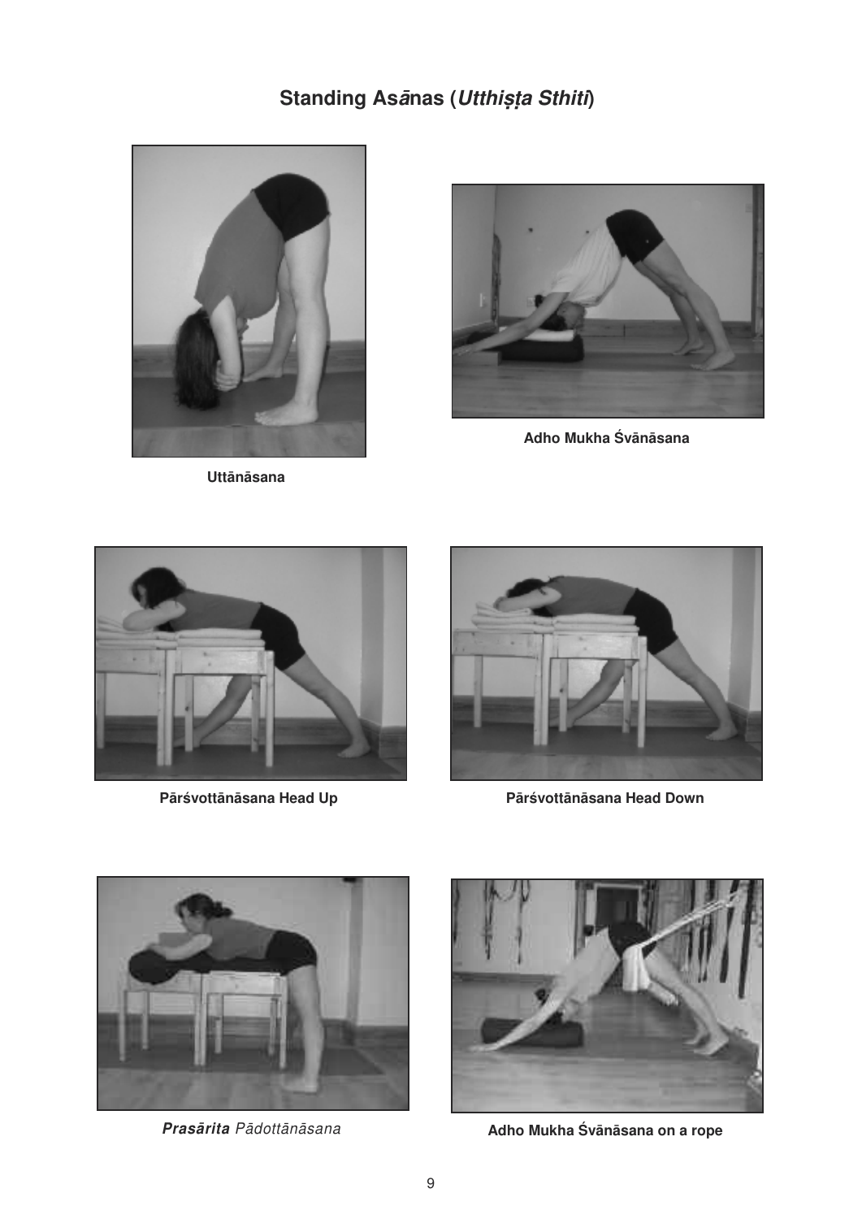# Standing Asānas (*Utthiṣṭa Sthiti*)

Uttānāsana

Adho Mukha Śvānāsana

Pārśvottānāsana Head Up

Pārśvottānāsana Head Down

***Prasārita*** *Pādottānāsana*

Adho Mukha Śvānāsana on a rope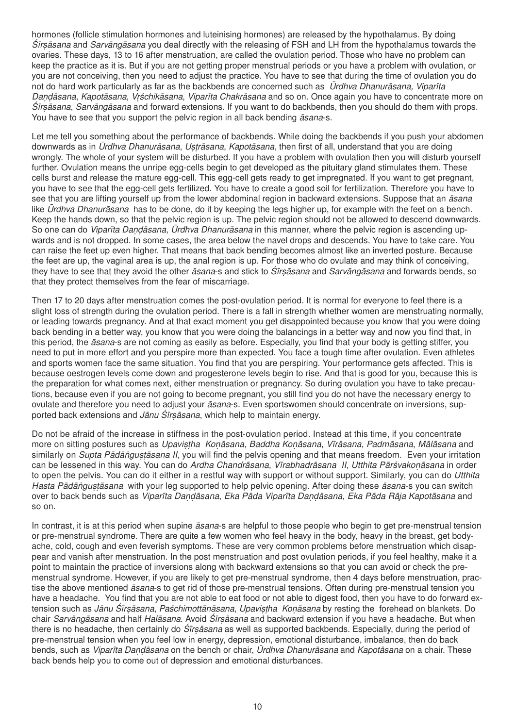hormones (follicle stimulation hormones and luteinising hormones) are released by the hypothalamus. By doing *Śīrṣāsana* and *Sarvāṅgāsana* you deal directly with the releasing of FSH and LH from the hypothalamus towards the ovaries. These days, 13 to 16 after menstruation, are called the ovulation period. Those who have no problem can keep the practice as it is. But if you are not getting proper menstrual periods or you have a problem with ovulation, or you are not conceiving, then you need to adjust the practice. You have to see that during the time of ovulation you do not do hard work particularly as far as the backbends are concerned such as *Ūrdhva Dhanurāsana, Viparīta Daṇḍāsana*, *Kapotāsana*, *Vṛśchikāsana*, *Viparīta Chakrāsana* and so on. Once again you have to concentrate more on *Śīrṣāsana*, *Sarvāṅgāsana* and forward extensions. If you want to do backbends, then you should do them with props. You have to see that you support the pelvic region in all back bending *āsana*-s.

Let me tell you something about the performance of backbends. While doing the backbends if you push your abdomen downwards as in *Ūrdhva Dhanurāsana*, *Uṣṭrāsana*, *Kapotāsana*, then first of all, understand that you are doing wrongly. The whole of your system will be disturbed. If you have a problem with ovulation then you will disturb yourself further. Ovulation means the unripe egg-cells begin to get developed as the pituitary gland stimulates them. These cells burst and release the mature egg-cell. This egg-cell gets ready to get impregnated. If you want to get pregnant, you have to see that the egg-cell gets fertilized. You have to create a good soil for fertilization. Therefore you have to see that you are lifting yourself up from the lower abdominal region in backward extensions. Suppose that an *āsana* like *Ūrdhva Dhanurāsana* has to be done, do it by keeping the legs higher up, for example with the feet on a bench. Keep the hands down, so that the pelvic region is up. The pelvic region should not be allowed to descend downwards. So one can do *Viparīta Daṇḍāsana*, *Ūrdhva Dhanurāsana* in this manner, where the pelvic region is ascending upwards and is not dropped. In some cases, the area below the navel drops and descends. You have to take care. You can raise the feet up even higher. That means that back bending becomes almost like an inverted posture. Because the feet are up, the vaginal area is up, the anal region is up. For those who do ovulate and may think of conceiving, they have to see that they avoid the other *āsana*-s and stick to *Śīrṣāsana* and *Sarvāṅgāsana* and forwards bends, so that they protect themselves from the fear of miscarriage.

Then 17 to 20 days after menstruation comes the post-ovulation period. It is normal for everyone to feel there is a slight loss of strength during the ovulation period. There is a fall in strength whether women are menstruating normally, or leading towards pregnancy. And at that exact moment you get disappointed because you know that you were doing back bending in a better way, you know that you were doing the balancings in a better way and now you find that, in this period, the *āsana*-s are not coming as easily as before. Especially, you find that your body is getting stiffer, you need to put in more effort and you perspire more than expected. You face a tough time after ovulation. Even athletes and sports women face the same situation. You find that you are perspiring. Your performance gets affected. This is because oestrogen levels come down and progesterone levels begin to rise. And that is good for you, because this is the preparation for what comes next, either menstruation or pregnancy. So during ovulation you have to take precautions, because even if you are not going to become pregnant, you still find you do not have the necessary energy to ovulate and therefore you need to adjust your *āsana*-s. Even sportswomen should concentrate on inversions, supported back extensions and *Jānu Śīrṣāsana*, which help to maintain energy.

Do not be afraid of the increase in stiffness in the post-ovulation period. Instead at this time, if you concentrate more on sitting postures such as *Upaviṣṭha Koṇāsana*, *Baddha Koṇāsana*, *Vīrāsana, Padmāsana*, *Mālāsana* and similarly on *Supta Pādāṅguṣṭāsana II*, you will find the pelvis opening and that means freedom. Even your irritation can be lessened in this way. You can do *Ardha Chandrāsana, Vīrabhadrāsana II*, *Utthita Pārśvakoṇāsana* in order to open the pelvis. You can do it either in a restful way with support or without support. Similarly, you can do *Utthita Hasta Pādāṅguṣṭāsana* with your leg supported to help pelvic opening. After doing these *āsana*-s you can switch over to back bends such as *Viparīta Daṇḍāsana*, *Eka Pāda Viparīta Daṇḍāsana*, *Eka Pāda Rāja Kapotāsana* and so on.

In contrast, it is at this period when supine *āsana*-s are helpful to those people who begin to get pre-menstrual tension or pre-menstrual syndrome. There are quite a few women who feel heavy in the body, heavy in the breast, get body-ache, cold, cough and even feverish symptoms. These are very common problems before menstruation which disappear and vanish after menstruation. In the post menstruation and post ovulation periods, if you feel healthy, make it a point to maintain the practice of inversions along with backward extensions so that you can avoid or check the pre-menstrual syndrome. However, if you are likely to get pre-menstrual syndrome, then 4 days before menstruation, practise the above mentioned *āsana*-s to get rid of those pre-menstrual tensions. Often during pre-menstrual tension you have a headache. You find that you are not able to eat food or not able to digest food, then you have to do forward extension such as *Jānu Śīrṣāsana*, *Paśchimottānāsana*, *Upaviṣṭha Koṇāsana* by resting the forehead on blankets. Do chair *Sarvāṅgāsana* and half *Halāsana*. Avoid *Śīrṣāsana* and backward extension if you have a headache. But when there is no headache, then certainly do *Śīrṣāsana* as well as supported backbends. Especially, during the period of pre-menstrual tension when you feel low in energy, depression, emotional disturbance, imbalance, then do back bends, such as *Viparīta Daṇḍāsana* on the bench or chair, *Ūrdhva Dhanurāsana* and *Kapotāsana* on a chair. These back bends help you to come out of depression and emotional disturbances.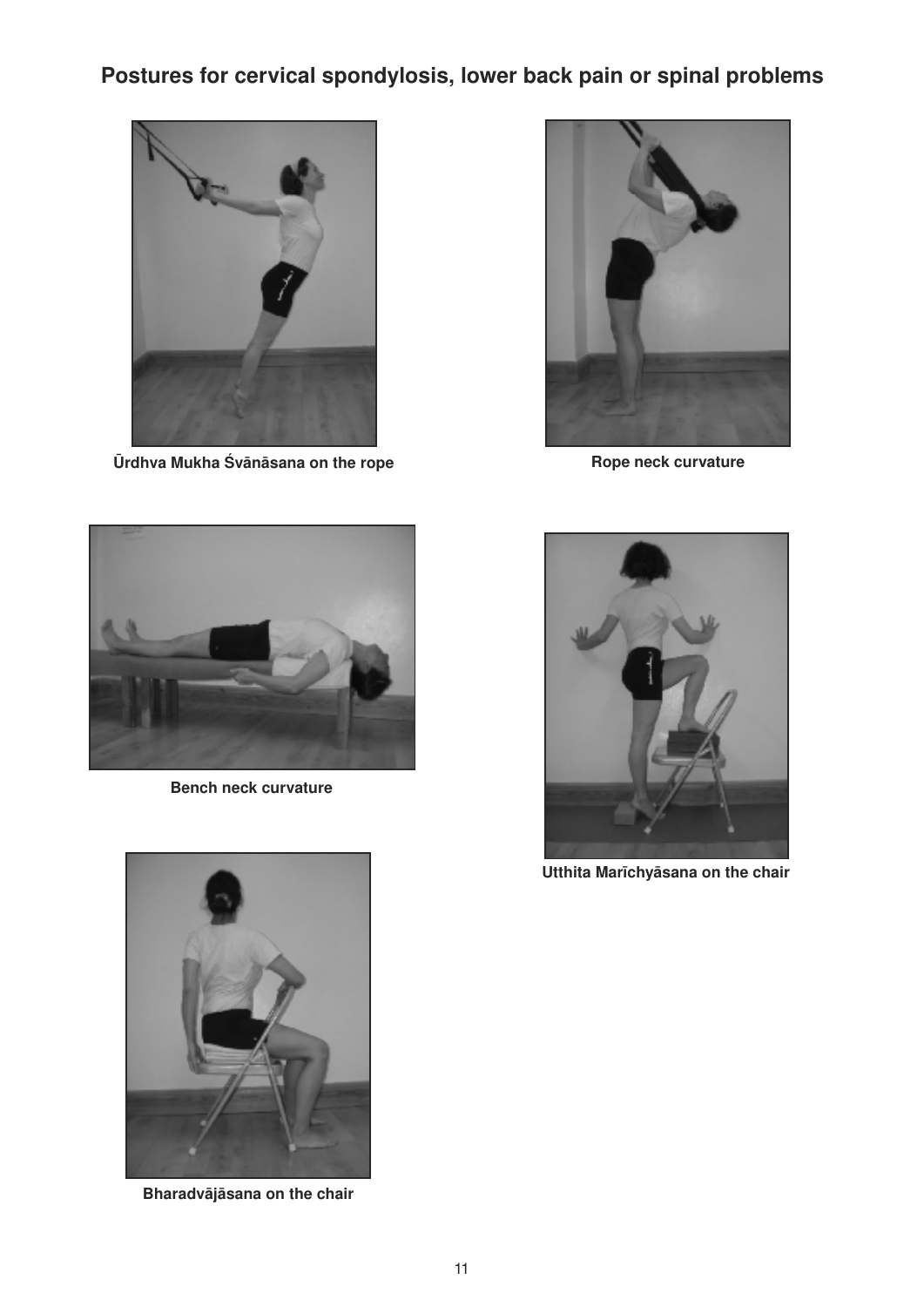# Postures for cervical spondylosis, lower back pain or spinal problems

Ūrdhva Mukha Śvānāsana on the rope

Rope neck curvature

Bench neck curvature

Utthita Marīchyāsana on the chair

Bharadvājāsana on the chair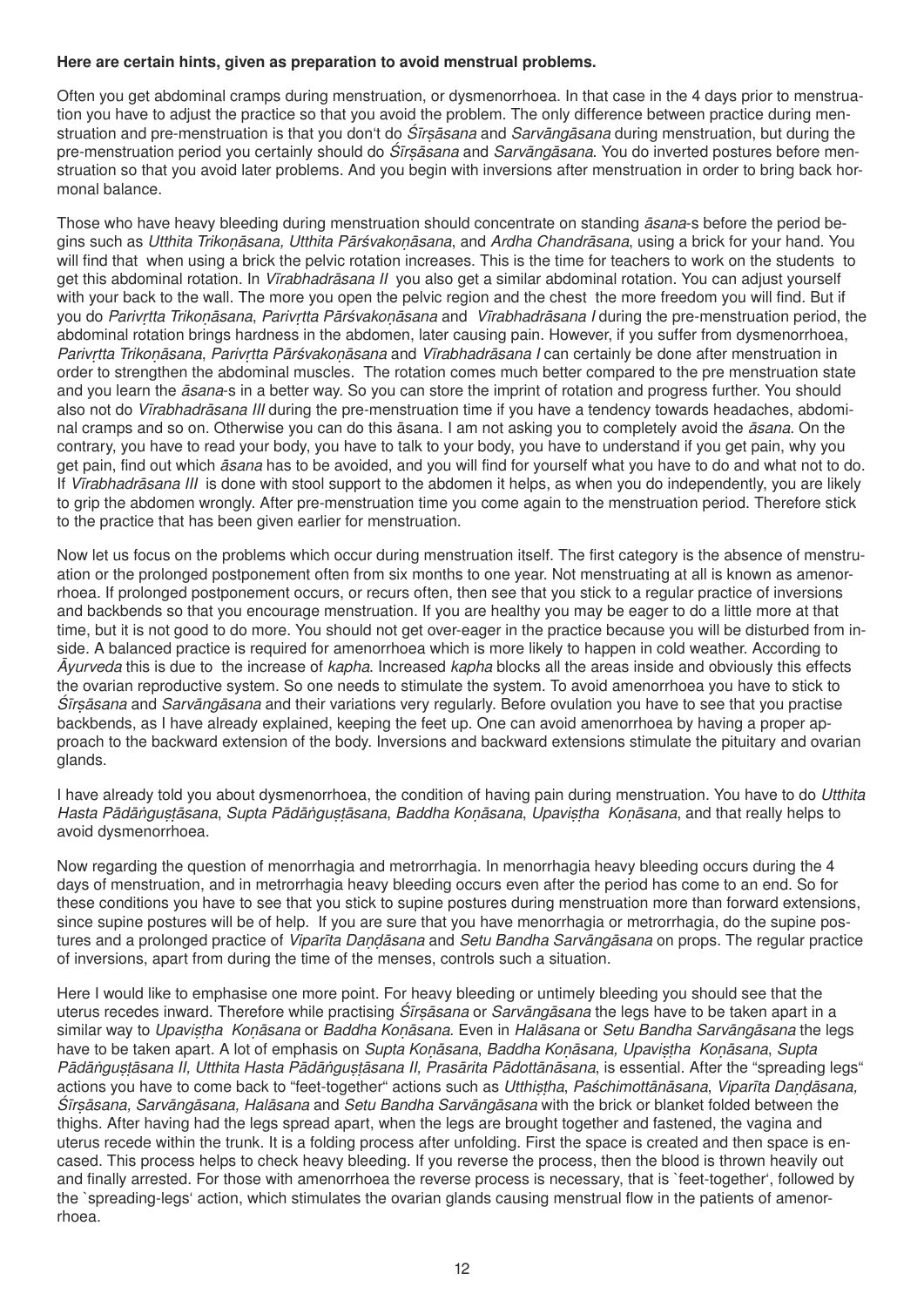**Here are certain hints, given as preparation to avoid menstrual problems.**

Often you get abdominal cramps during menstruation, or dysmenorrhoea. In that case in the 4 days prior to menstruation you have to adjust the practice so that you avoid the problem. The only difference between practice during menstruation and pre-menstruation is that you don't do *Śīrṣāsana* and *Sarvāṅgāsana* during menstruation, but during the pre-menstruation period you certainly should do *Śīrṣāsana* and *Sarvāṅgāsana*. You do inverted postures before menstruation so that you avoid later problems. And you begin with inversions after menstruation in order to bring back hormonal balance.

Those who have heavy bleeding during menstruation should concentrate on standing *āsana*-s before the period begins such as *Utthita Trikoṇāsana, Utthita Pārśvakoṇāsana*, and *Ardha Chandrāsana*, using a brick for your hand. You will find that when using a brick the pelvic rotation increases. This is the time for teachers to work on the students to get this abdominal rotation. In *Vīrabhadrāsana II* you also get a similar abdominal rotation. You can adjust yourself with your back to the wall. The more you open the pelvic region and the chest the more freedom you will find. But if you do *Parivṛtta Trikoṇāsana*, *Parivṛtta Pārśvakoṇāsana* and *Vīrabhadrāsana I* during the pre-menstruation period, the abdominal rotation brings hardness in the abdomen, later causing pain. However, if you suffer from dysmenorrhoea, *Parivṛtta Trikoṇāsana*, *Parivṛtta Pārśvakoṇāsana* and *Vīrabhadrāsana I* can certainly be done after menstruation in order to strengthen the abdominal muscles. The rotation comes much better compared to the pre menstruation state and you learn the *āsana*-s in a better way. So you can store the imprint of rotation and progress further. You should also not do *Vīrabhadrāsana III* during the pre-menstruation time if you have a tendency towards headaches, abdominal cramps and so on. Otherwise you can do this āsana. I am not asking you to completely avoid the *āsana*. On the contrary, you have to read your body, you have to talk to your body, you have to understand if you get pain, why you get pain, find out which *āsana* has to be avoided, and you will find for yourself what you have to do and what not to do. If *Vīrabhadrāsana III* is done with stool support to the abdomen it helps, as when you do independently, you are likely to grip the abdomen wrongly. After pre-menstruation time you come again to the menstruation period. Therefore stick to the practice that has been given earlier for menstruation.

Now let us focus on the problems which occur during menstruation itself. The first category is the absence of menstruation or the prolonged postponement often from six months to one year. Not menstruating at all is known as amenorrhoea. If prolonged postponement occurs, or recurs often, then see that you stick to a regular practice of inversions and backbends so that you encourage menstruation. If you are healthy you may be eager to do a little more at that time, but it is not good to do more. You should not get over-eager in the practice because you will be disturbed from inside. A balanced practice is required for amenorrhoea which is more likely to happen in cold weather. According to *Āyurveda* this is due to the increase of *kapha*. Increased *kapha* blocks all the areas inside and obviously this effects the ovarian reproductive system. So one needs to stimulate the system. To avoid amenorrhoea you have to stick to *Śīrṣāsana* and *Sarvāṅgāsana* and their variations very regularly. Before ovulation you have to see that you practise backbends, as I have already explained, keeping the feet up. One can avoid amenorrhoea by having a proper approach to the backward extension of the body. Inversions and backward extensions stimulate the pituitary and ovarian glands.

I have already told you about dysmenorrhoea, the condition of having pain during menstruation. You have to do *Utthita Hasta Pādāṅguṣṭāsana*, *Supta Pādāṅguṣṭāsana*, *Baddha Koṇāsana*, *Upaviṣṭha Koṇāsana*, and that really helps to avoid dysmenorrhoea.

Now regarding the question of menorrhagia and metrorrhagia. In menorrhagia heavy bleeding occurs during the 4 days of menstruation, and in metrorrhagia heavy bleeding occurs even after the period has come to an end. So for these conditions you have to see that you stick to supine postures during menstruation more than forward extensions, since supine postures will be of help. If you are sure that you have menorrhagia or metrorrhagia, do the supine postures and a prolonged practice of *Viparīta Daṇḍāsana* and *Setu Bandha Sarvāṅgāsana* on props. The regular practice of inversions, apart from during the time of the menses, controls such a situation.

Here I would like to emphasise one more point. For heavy bleeding or untimely bleeding you should see that the uterus recedes inward. Therefore while practising *Śīrṣāsana* or *Sarvāṅgāsana* the legs have to be taken apart in a similar way to *Upaviṣṭha Koṇāsana* or *Baddha Koṇāsana*. Even in *Halāsana* or *Setu Bandha Sarvāṅgāsana* the legs have to be taken apart. A lot of emphasis on *Supta Koṇāsana*, *Baddha Koṇāsana, Upaviṣṭha Koṇāsana*, *Supta Pādāṅguṣṭāsana II, Utthita Hasta Pādāṅguṣṭāsana II, Prasārita Pādottānāsana*, is essential. After the "spreading legs" actions you have to come back to "feet-together" actions such as *Utthiṣṭha*, *Paśchimottānāsana*, *Viparīta Daṇḍāsana, Śīrṣāsana, Sarvāṅgāsana, Halāsana* and *Setu Bandha Sarvāṅgāsana* with the brick or blanket folded between the thighs. After having had the legs spread apart, when the legs are brought together and fastened, the vagina and uterus recede within the trunk. It is a folding process after unfolding. First the space is created and then space is encased. This process helps to check heavy bleeding. If you reverse the process, then the blood is thrown heavily out and finally arrested. For those with amenorrhoea the reverse process is necessary, that is 'feet-together', followed by the 'spreading-legs' action, which stimulates the ovarian glands causing menstrual flow in the patients of amenorrhoea.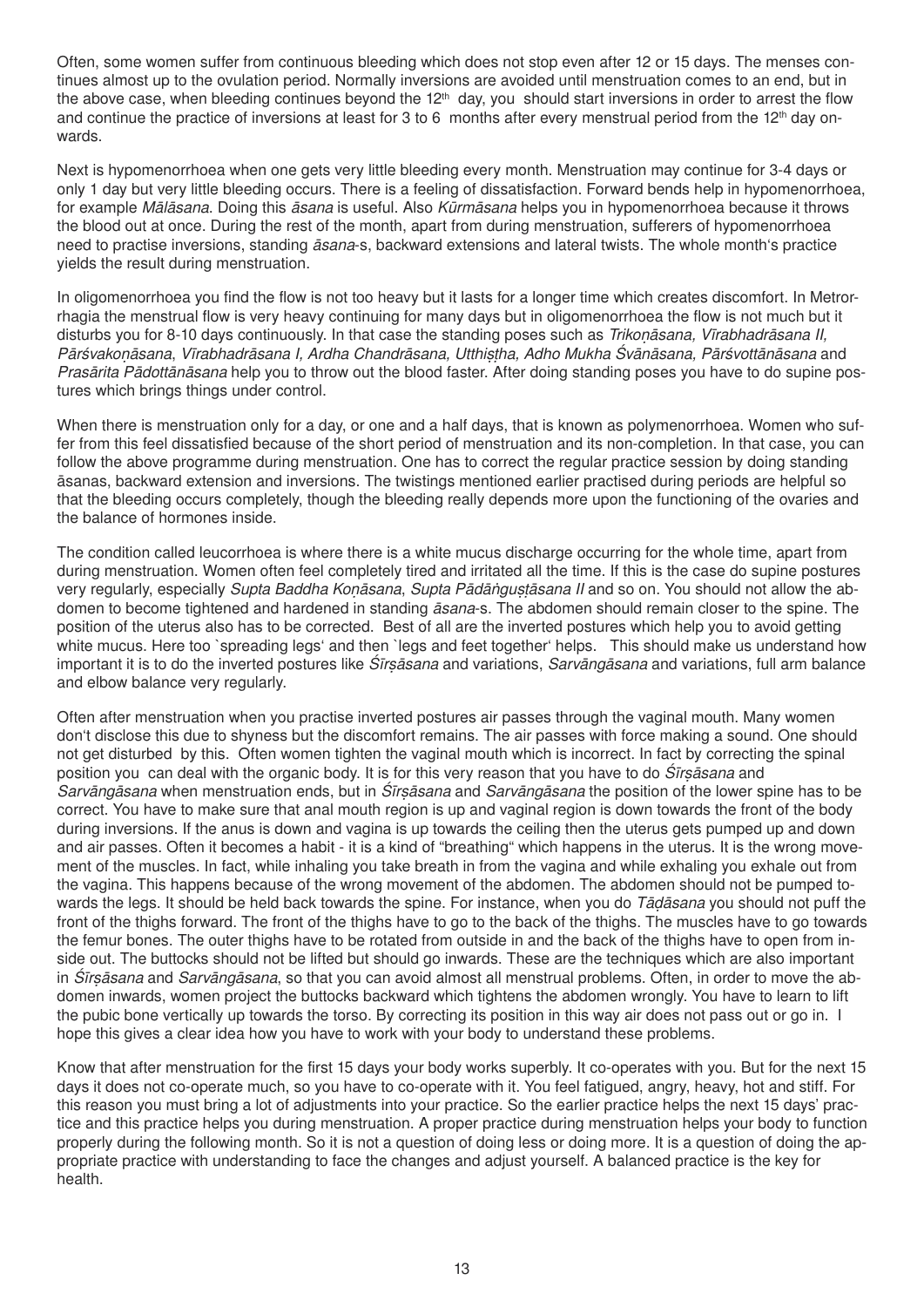Often, some women suffer from continuous bleeding which does not stop even after 12 or 15 days. The menses continues almost up to the ovulation period. Normally inversions are avoided until menstruation comes to an end, but in the above case, when bleeding continues beyond the 12th day, you should start inversions in order to arrest the flow and continue the practice of inversions at least for 3 to 6 months after every menstrual period from the 12th day onwards.

Next is hypomenorrhoea when one gets very little bleeding every month. Menstruation may continue for 3-4 days or only 1 day but very little bleeding occurs. There is a feeling of dissatisfaction. Forward bends help in hypomenorrhoea, for example *Mālāsana*. Doing this *āsana* is useful. Also *Kūrmāsana* helps you in hypomenorrhoea because it throws the blood out at once. During the rest of the month, apart from during menstruation, sufferers of hypomenorrhoea need to practise inversions, standing *āsana*-s, backward extensions and lateral twists. The whole month's practice yields the result during menstruation.

In oligomenorrhoea you find the flow is not too heavy but it lasts for a longer time which creates discomfort. In Metrorrhagia the menstrual flow is very heavy continuing for many days but in oligomenorrhoea the flow is not much but it disturbs you for 8-10 days continuously. In that case the standing poses such as *Trikoṇāsana, Vīrabhadrāsana II, Pārśvakoṇāsana*, *Vīrabhadrāsana I, Ardha Chandrāsana, Utthiṣṭha, Adho Mukha Śvānāsana, Pārśvottānāsana* and *Prasārita Pādottānāsana* help you to throw out the blood faster. After doing standing poses you have to do supine postures which brings things under control.

When there is menstruation only for a day, or one and a half days, that is known as polymenorrhoea. Women who suffer from this feel dissatisfied because of the short period of menstruation and its non-completion. In that case, you can follow the above programme during menstruation. One has to correct the regular practice session by doing standing āsanas, backward extension and inversions. The twistings mentioned earlier practised during periods are helpful so that the bleeding occurs completely, though the bleeding really depends more upon the functioning of the ovaries and the balance of hormones inside.

The condition called leucorrhoea is where there is a white mucus discharge occurring for the whole time, apart from during menstruation. Women often feel completely tired and irritated all the time. If this is the case do supine postures very regularly, especially *Supta Baddha Koṇāsana*, *Supta Pādāṅguṣṭāsana II* and so on. You should not allow the abdomen to become tightened and hardened in standing *āsana*-s. The abdomen should remain closer to the spine. The position of the uterus also has to be corrected. Best of all are the inverted postures which help you to avoid getting white mucus. Here too `spreading legs' and then `legs and feet together' helps. This should make us understand how important it is to do the inverted postures like *Śīrṣāsana* and variations, *Sarvāṅgāsana* and variations, full arm balance and elbow balance very regularly.

Often after menstruation when you practise inverted postures air passes through the vaginal mouth. Many women don't disclose this due to shyness but the discomfort remains. The air passes with force making a sound. One should not get disturbed by this. Often women tighten the vaginal mouth which is incorrect. In fact by correcting the spinal position you can deal with the organic body. It is for this very reason that you have to do *Śīrṣāsana* and *Sarvāṅgāsana* when menstruation ends, but in *Śīrṣāsana* and *Sarvāṅgāsana* the position of the lower spine has to be correct. You have to make sure that anal mouth region is up and vaginal region is down towards the front of the body during inversions. If the anus is down and vagina is up towards the ceiling then the uterus gets pumped up and down and air passes. Often it becomes a habit - it is a kind of "breathing" which happens in the uterus. It is the wrong movement of the muscles. In fact, while inhaling you take breath in from the vagina and while exhaling you exhale out from the vagina. This happens because of the wrong movement of the abdomen. The abdomen should not be pumped towards the legs. It should be held back towards the spine. For instance, when you do *Tāḍāsana* you should not puff the front of the thighs forward. The front of the thighs have to go to the back of the thighs. The muscles have to go towards the femur bones. The outer thighs have to be rotated from outside in and the back of the thighs have to open from inside out. The buttocks should not be lifted but should go inwards. These are the techniques which are also important in *Śīrṣāsana* and *Sarvāṅgāsana*, so that you can avoid almost all menstrual problems. Often, in order to move the abdomen inwards, women project the buttocks backward which tightens the abdomen wrongly. You have to learn to lift the pubic bone vertically up towards the torso. By correcting its position in this way air does not pass out or go in. I hope this gives a clear idea how you have to work with your body to understand these problems.

Know that after menstruation for the first 15 days your body works superbly. It co-operates with you. But for the next 15 days it does not co-operate much, so you have to co-operate with it. You feel fatigued, angry, heavy, hot and stiff. For this reason you must bring a lot of adjustments into your practice. So the earlier practice helps the next 15 days' practice and this practice helps you during menstruation. A proper practice during menstruation helps your body to function properly during the following month. So it is not a question of doing less or doing more. It is a question of doing the appropriate practice with understanding to face the changes and adjust yourself. A balanced practice is the key for health.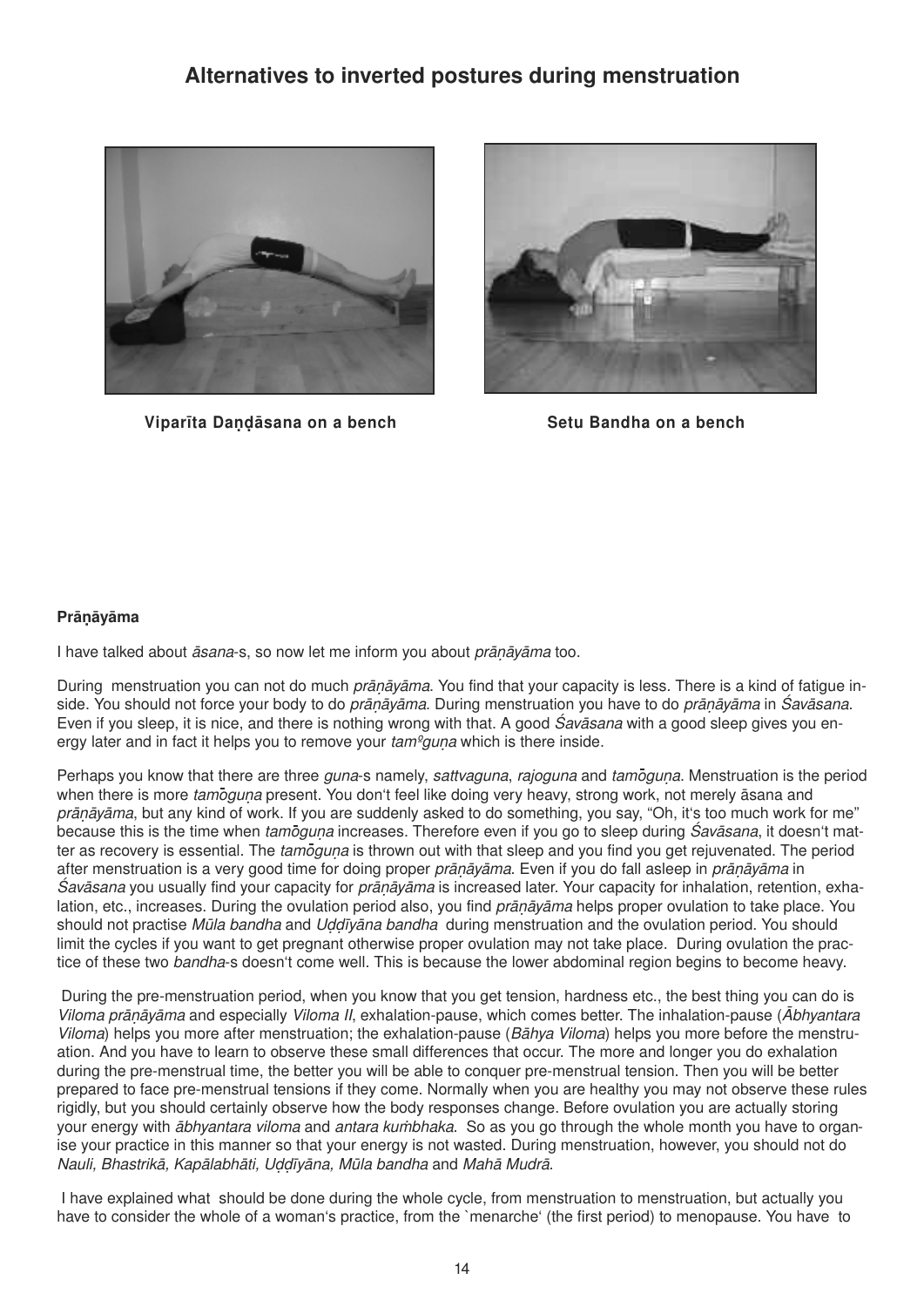# Alternatives to inverted postures during menstruation

**Viparīta Daṇḍāsana on a bench**

**Setu Bandha on a bench**

**Prāṇāyāma**

I have talked about *āsana*-s, so now let me inform you about *prāṇāyāma* too.

During menstruation you can not do much *prāṇāyāma*. You find that your capacity is less. There is a kind of fatigue inside. You should not force your body to do *prāṇāyāma*. During menstruation you have to do *prāṇāyāma* in *Śavāsana*. Even if you sleep, it is nice, and there is nothing wrong with that. A good *Śavāsana* with a good sleep gives you energy later and in fact it helps you to remove your *tamºguṇa* which is there inside.

Perhaps you know that there are three *guna*-s namely, *sattvaguna*, *rajoguna* and *tamōguṇa*. Menstruation is the period when there is more *tamōguṇa* present. You don't feel like doing very heavy, strong work, not merely āsana and *prāṇāyāma*, but any kind of work. If you are suddenly asked to do something, you say, "Oh, it's too much work for me" because this is the time when *tamōguṇa* increases. Therefore even if you go to sleep during *Śavāsana*, it doesn't matter as recovery is essential. The *tamōguṇa* is thrown out with that sleep and you find you get rejuvenated. The period after menstruation is a very good time for doing proper *prāṇāyāma*. Even if you do fall asleep in *prāṇāyāma* in *Śavāsana* you usually find your capacity for *prāṇāyāma* is increased later. Your capacity for inhalation, retention, exhalation, etc., increases. During the ovulation period also, you find *prāṇāyāma* helps proper ovulation to take place. You should not practise *Mūla bandha* and *Uḍḍīyāna bandha* during menstruation and the ovulation period. You should limit the cycles if you want to get pregnant otherwise proper ovulation may not take place. During ovulation the practice of these two *bandha*-s doesn't come well. This is because the lower abdominal region begins to become heavy.

During the pre-menstruation period, when you know that you get tension, hardness etc., the best thing you can do is *Viloma prāṇāyāma* and especially *Viloma II*, exhalation-pause, which comes better. The inhalation-pause (*Ābhyantara Viloma*) helps you more after menstruation; the exhalation-pause (*Bāhya Viloma*) helps you more before the menstruation. And you have to learn to observe these small differences that occur. The more and longer you do exhalation during the pre-menstrual time, the better you will be able to conquer pre-menstrual tension. Then you will be better prepared to face pre-menstrual tensions if they come. Normally when you are healthy you may not observe these rules rigidly, but you should certainly observe how the body responses change. Before ovulation you are actually storing your energy with *ābhyantara viloma* and *antara kuṁbhaka*. So as you go through the whole month you have to organise your practice in this manner so that your energy is not wasted. During menstruation, however, you should not do *Nauli, Bhastrikā, Kapālabhāti, Uḍḍīyāna, Mūla bandha* and *Mahā Mudrā*.

I have explained what should be done during the whole cycle, from menstruation to menstruation, but actually you have to consider the whole of a woman's practice, from the `menarche' (the first period) to menopause. You have to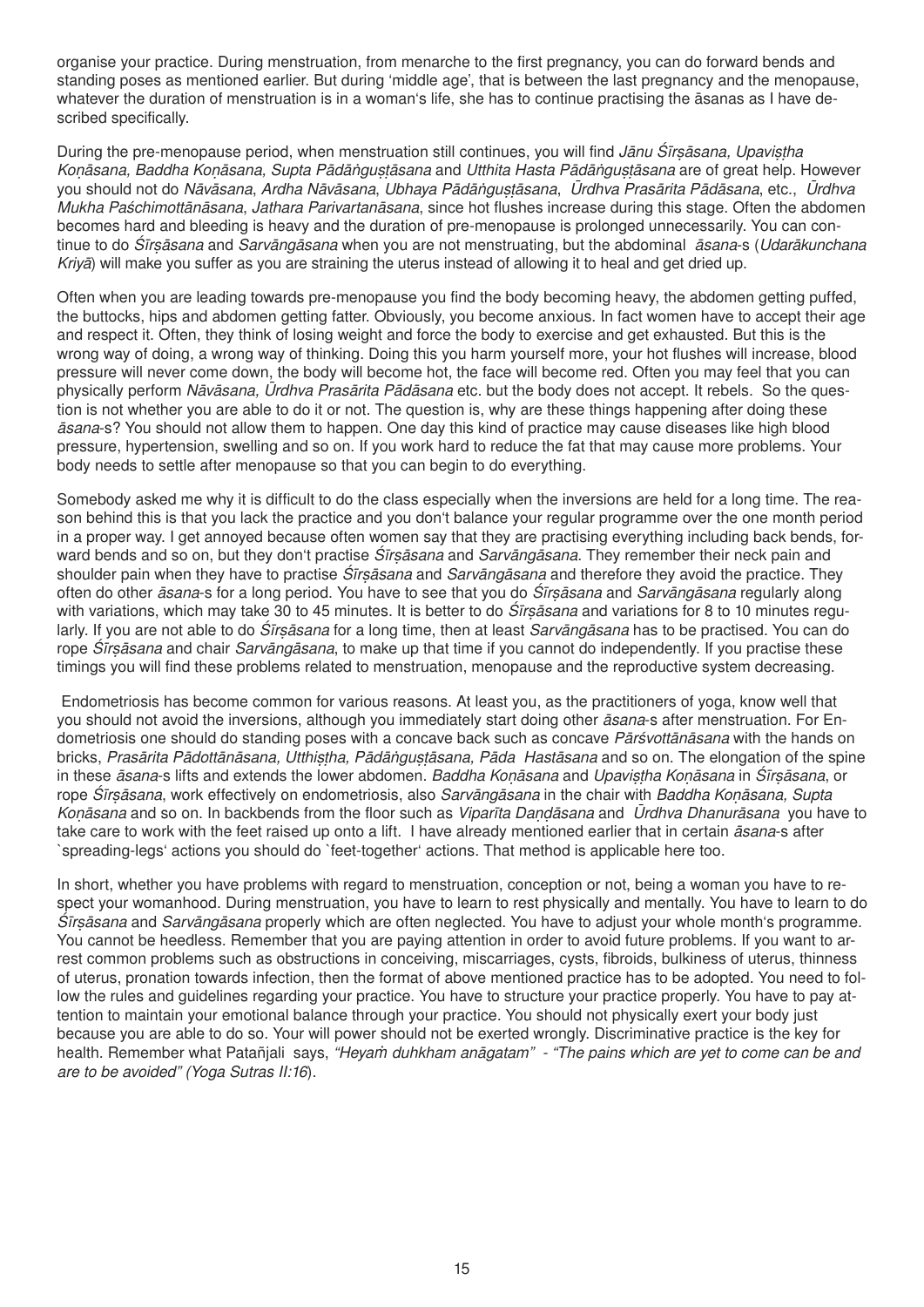organise your practice. During menstruation, from menarche to the first pregnancy, you can do forward bends and standing poses as mentioned earlier. But during 'middle age', that is between the last pregnancy and the menopause, whatever the duration of menstruation is in a woman's life, she has to continue practising the āsanas as I have described specifically.

During the pre-menopause period, when menstruation still continues, you will find *Jānu Śīrṣāsana, Upaviṣṭha Koṇāsana, Baddha Koṇāsana, Supta Pādāṅguṣṭāsana* and *Utthita Hasta Pādāṅguṣṭāsana* are of great help. However you should not do *Nāvāsana*, *Ardha Nāvāsana*, *Ubhaya Pādāṅguṣṭāsana*, *Ūrdhva Prasārita Pādāsana*, etc., *Ūrdhva Mukha Paśchimottānāsana*, *Jathara Parivartanāsana*, since hot flushes increase during this stage. Often the abdomen becomes hard and bleeding is heavy and the duration of pre-menopause is prolonged unnecessarily. You can continue to do *Śīrṣāsana* and *Sarvāngāsana* when you are not menstruating, but the abdominal *āsana*-s (*Udarākunchana Kriyā*) will make you suffer as you are straining the uterus instead of allowing it to heal and get dried up.

Often when you are leading towards pre-menopause you find the body becoming heavy, the abdomen getting puffed, the buttocks, hips and abdomen getting fatter. Obviously, you become anxious. In fact women have to accept their age and respect it. Often, they think of losing weight and force the body to exercise and get exhausted. But this is the wrong way of doing, a wrong way of thinking. Doing this you harm yourself more, your hot flushes will increase, blood pressure will never come down, the body will become hot, the face will become red. Often you may feel that you can physically perform *Nāvāsana, Ūrdhva Prasārita Pādāsana* etc. but the body does not accept. It rebels. So the question is not whether you are able to do it or not. The question is, why are these things happening after doing these *āsana*-s? You should not allow them to happen. One day this kind of practice may cause diseases like high blood pressure, hypertension, swelling and so on. If you work hard to reduce the fat that may cause more problems. Your body needs to settle after menopause so that you can begin to do everything.

Somebody asked me why it is difficult to do the class especially when the inversions are held for a long time. The reason behind this is that you lack the practice and you don't balance your regular programme over the one month period in a proper way. I get annoyed because often women say that they are practising everything including back bends, forward bends and so on, but they don't practise *Śīrṣāsana* and *Sarvāngāsana*. They remember their neck pain and shoulder pain when they have to practise *Śīrṣāsana* and *Sarvāngāsana* and therefore they avoid the practice. They often do other *āsana*-s for a long period. You have to see that you do *Śīrṣāsana* and *Sarvāngāsana* regularly along with variations, which may take 30 to 45 minutes. It is better to do *Śīrṣāsana* and variations for 8 to 10 minutes regularly. If you are not able to do *Śīrṣāsana* for a long time, then at least *Sarvāngāsana* has to be practised. You can do rope *Śīrṣāsana* and chair *Sarvāngāsana*, to make up that time if you cannot do independently. If you practise these timings you will find these problems related to menstruation, menopause and the reproductive system decreasing.

Endometriosis has become common for various reasons. At least you, as the practitioners of yoga, know well that you should not avoid the inversions, although you immediately start doing other *āsana*-s after menstruation. For Endometriosis one should do standing poses with a concave back such as concave *Pārśvottānāsana* with the hands on bricks, *Prasārita Pādottānāsana, Utthiṣṭha, Pādāṅguṣṭāsana, Pāda Hastāsana* and so on. The elongation of the spine in these *āsana*-s lifts and extends the lower abdomen. *Baddha Koṇāsana* and *Upaviṣṭha Koṇāsana* in *Śīrṣāsana*, or rope *Śīrṣāsana*, work effectively on endometriosis, also *Sarvāngāsana* in the chair with *Baddha Koṇāsana, Supta Koṇāsana* and so on. In backbends from the floor such as *Viparīta Daṇḍāsana* and *Ūrdhva Dhanurāsana* you have to take care to work with the feet raised up onto a lift. I have already mentioned earlier that in certain *āsana*-s after `spreading-legs' actions you should do `feet-together' actions. That method is applicable here too.

In short, whether you have problems with regard to menstruation, conception or not, being a woman you have to respect your womanhood. During menstruation, you have to learn to rest physically and mentally. You have to learn to do *Śīrṣāsana* and *Sarvāngāsana* properly which are often neglected. You have to adjust your whole month's programme. You cannot be heedless. Remember that you are paying attention in order to avoid future problems. If you want to arrest common problems such as obstructions in conceiving, miscarriages, cysts, fibroids, bulkiness of uterus, thinness of uterus, pronation towards infection, then the format of above mentioned practice has to be adopted. You need to follow the rules and guidelines regarding your practice. You have to structure your practice properly. You have to pay attention to maintain your emotional balance through your practice. You should not physically exert your body just because you are able to do so. Your will power should not be exerted wrongly. Discriminative practice is the key for health. Remember what Patañjali says, *"Heyaṁ duhkham anāgatam" - "The pains which are yet to come can be and are to be avoided" (Yoga Sutras II:16)*.